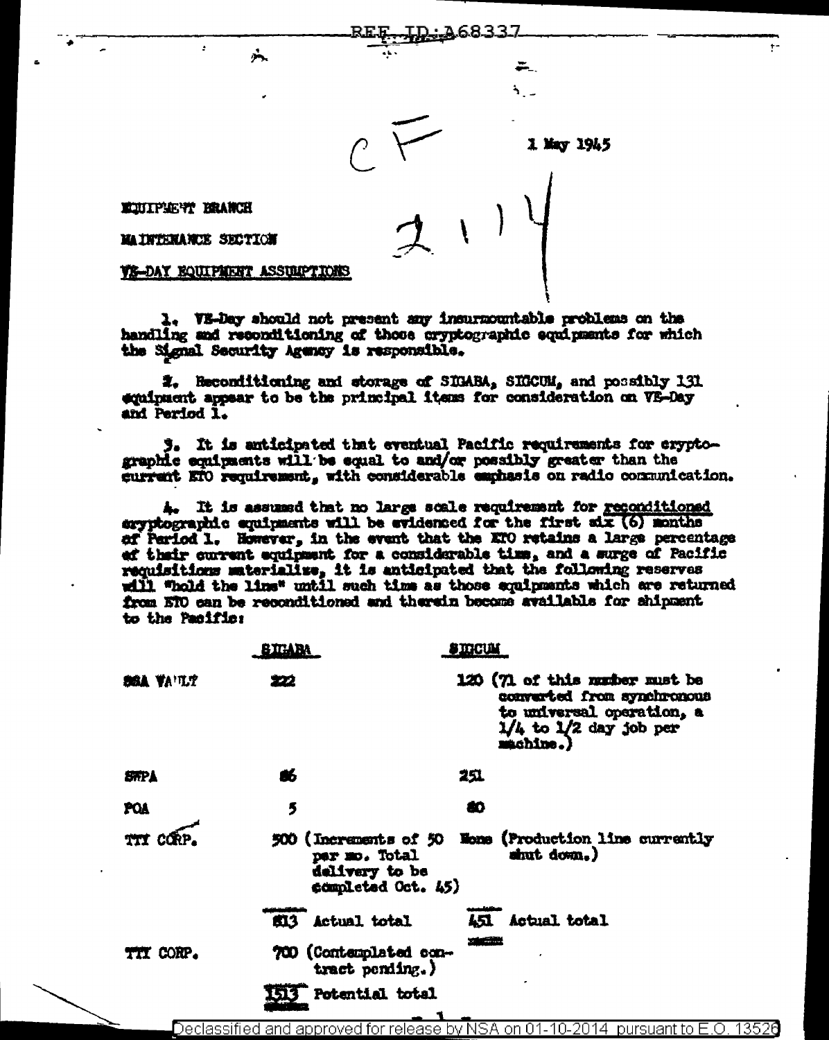1 May 1945

EQUIPMENT BRANCH

MAINTENANCE SECTION

VE-DAY EQUIPMENT ASSUMPTIONS

1. VE-Day should not present any insurmountable problems on the handling and reconditioning of those cryptographic equipments for which the Signal Security Agency is responsible.

2. Reconditioning and storage of SIGABA, SIGCUM, and possibly 131 equipment appear to be the principal items for consideration on VE-Day and Period 1.

3. It is anticipated that eventual Pacific requirements for cryptographic equipments will be equal to and/or possibly greater than the current ETO requirement, with considerable emphasis on radio communication.

4. It is assumed that no large scale requirement for reconditioned cryptographic equipments will be evidenced for the first six (6) months of Period 1. However, in the event that the ETO retains a large percentage of their current equipment for a considerable time, and a surge of Pacific requisitions materialize, it is anticipated that the following reserves will "hold the line" until such time as those equipments which are returned from ETO can be reconditioned and therein become available for shipment to the Pacific:

| | SIGABA | SIGCUM |
|---|---|---|
| SSA VAULT | 222 | 120 (71 of this number must be converted from synchronous to universal operation, a 1/4 to 1/2 day job per machine.) |
| SWPA | 86 | 251 |
| POA | 5 | 80 |
| TTY CORP. | 500 (Increments of 50 per mo. Total delivery to be completed Oct. 45) | None (Production line currently shut down.) |
| | 813 Actual total | 451 Actual total |
| TTY CORP. | 700 (Contemplated contract pending.) | |
| | 1513 Potential total | |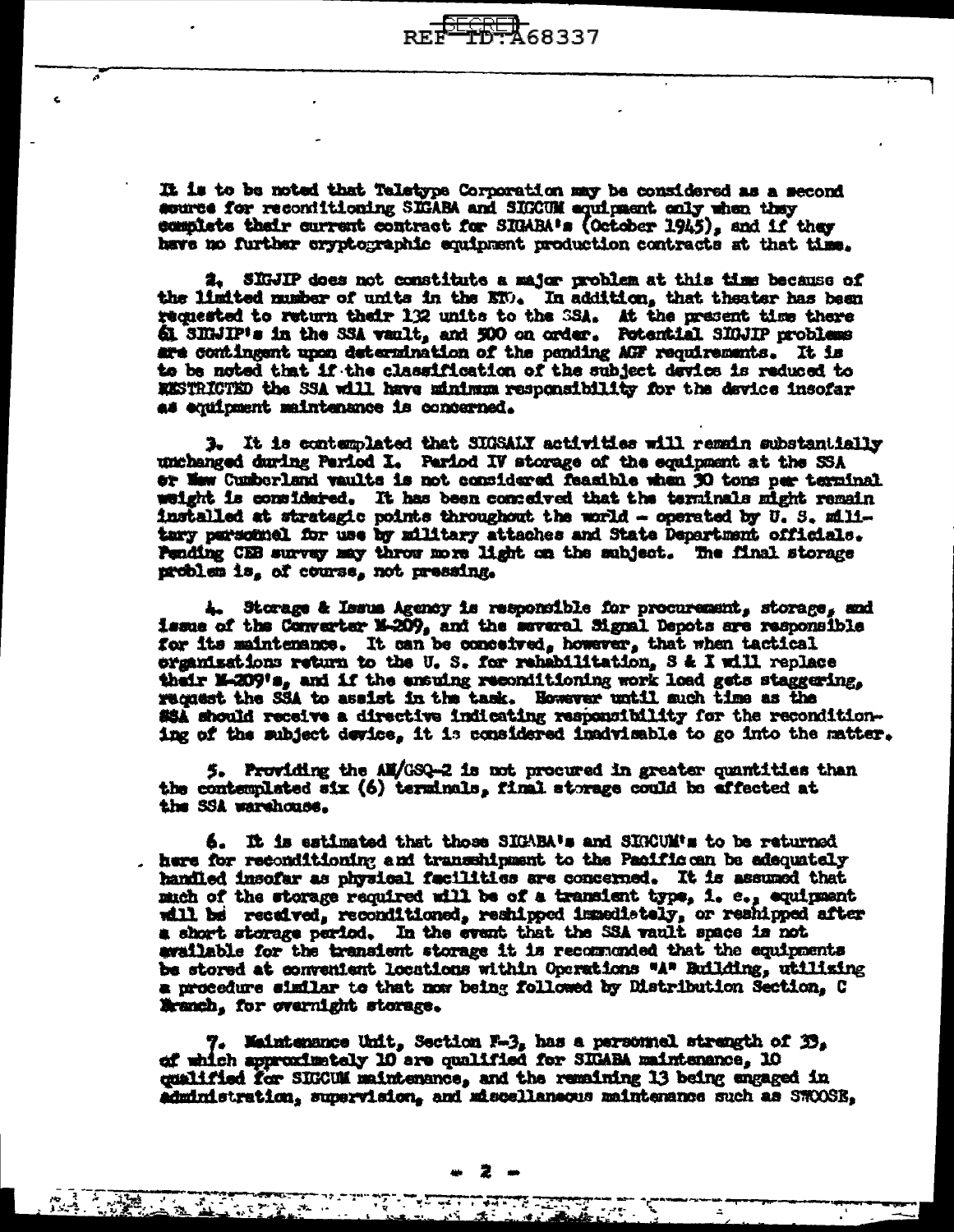It is to be noted that Teletype Corporation may be considered as a second source for reconditioning SIGABA and SIGCUM equipment only when they complete their current contract for SIGABA's (October 1945), and if they have no further cryptographic equipment production contracts at that time.

2. SIGJIP does not constitute a major problem at this time because of the limited number of units in the ETO. In addition, that theater has been requested to return their 132 units to the SSA. At the present time there 61 SIGJIP's in the SSA vault, and 500 on order. Potential SIGJIP problems are contingent upon determination of the pending AGF requirements. It is to be noted that if the classification of the subject device is reduced to RESTRICTED the SSA will have minimum responsibility for the device insofar as equipment maintenance is concerned.

3. It is contemplated that SIGSALY activities will remain substantially unchanged during Period I. Period IV storage of the equipment at the SSA or New Cumberland vaults is not considered feasible when 30 tons per terminal weight is considered. It has been conceived that the terminals might remain installed at strategic points throughout the world - operated by U. S. military personnel for use by military attaches and State Department officials. Pending CEB survey may throw more light on the subject. The final storage problem is, of course, not pressing.

4. Storage & Issue Agency is responsible for procurement, storage, and issue of the Converter M-209, and the several Signal Depots are responsible for its maintenance. It can be conceived, however, that when tactical organizations return to the U. S. for rehabilitation, S & I will replace their M-209's, and if the ensuing reconditioning work load gets staggering, request the SSA to assist in the task. However until such time as the SSA should receive a directive indicating responsibility for the reconditioning of the subject device, it is considered inadvisable to go into the matter.

5. Providing the AN/GSQ-2 is not procured in greater quantities than the contemplated six (6) terminals, final storage could be effected at the SSA warehouse.

6. It is estimated that those SIGABA's and SIGCUM's to be returned here for reconditioning and transshipment to the Pacific can be adequately handled insofar as physical facilities are concerned. It is assumed that much of the storage required will be of a transient type, i. e., equipment will be received, reconditioned, reshipped immediately, or reshipped after a short storage period. In the event that the SSA vault space is not available for the transient storage it is recommended that the equipments be stored at convenient locations within Operations "A" Building, utilizing a procedure similar to that now being followed by Distribution Section, C Branch, for overnight storage.

7. Maintenance Unit, Section F-3, has a personnel strength of 33, of which approximately 10 are qualified for SIGABA maintenance, 10 qualified for SIGCUM maintenance, and the remaining 13 being engaged in administration, supervision, and miscellaneous maintenance such as SWOOSE,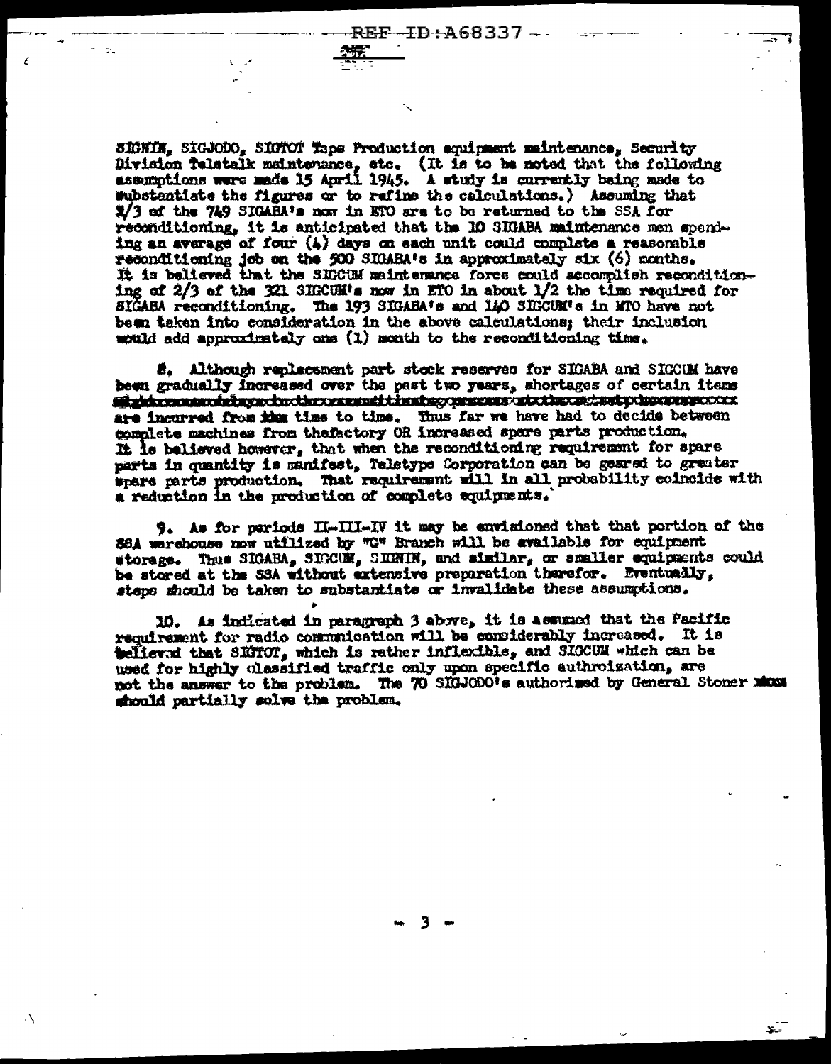SIGNIN, SIGJODO, SIGTOT Tape Production equipment maintenance, Security Division Telatalk maintenance, etc. (It is to be noted that the following assumptions were made 15 April 1945. A study is currently being made to substantiate the figures or to refine the calculations.) Assuming that 2/3 of the 749 SIGABA's now in ETO are to be returned to the SSA for reconditioning, it is anticipated that the 10 SIGABA maintenance men spending an average of four (4) days on each unit could complete a reasonable reconditioning job on the 500 SIGABA's in approximately six (6) months. It is believed that the SIGCUM maintenance force could accomplish reconditioning of 2/3 of the 321 SIGCUM's now in ETO in about 1/2 the time required for SIGABA reconditioning. The 193 SIGABA's and 140 SIGCUM's in MTO have not been taken into consideration in the above calculations; their inclusion would add approximately one (1) month to the reconditioning time.

8. Although replacement part stock reserves for SIGABA and SIGCUM have been gradually increased over the past two years, shortages of certain items are incurred from time to time. Thus far we have had to decide between complete machines from the factory OR increased spare parts production. It is believed however, that when the reconditioning requirement for spare parts in quantity is manifest, Teletype Corporation can be geared to greater spare parts production. That requirement will in all probability coincide with a reduction in the production of complete equipments.

9. As for periods II-III-IV it may be envisioned that that portion of the SSA warehouse now utilized by "G" Branch will be available for equipment storage. Thus SIGABA, SIGCUM, SIGNIN, and similar, or smaller equipments could be stored at the SSA without extensive preparation therefor. Eventually, steps should be taken to substantiate or invalidate these assumptions.

10. As indicated in paragraph 3 above, it is assumed that the Pacific requirement for radio communication will be considerably increased. It is believed that SIGTOT, which is rather inflexible, and SIGCUM which can be used for highly classified traffic only upon specific authroization, are not the answer to the problem. The 70 SIGJODO's authorized by General Stoner should partially solve the problem.